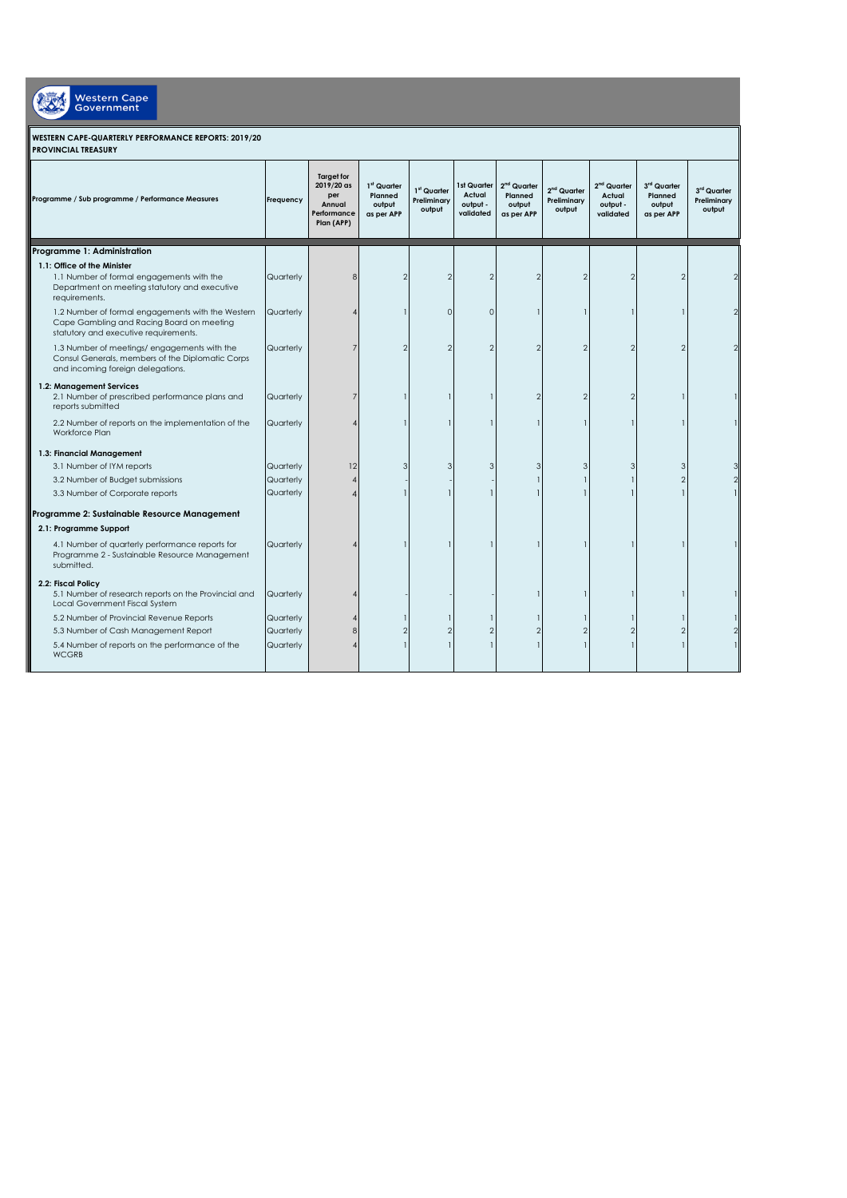Western Cape Government

**WESTERN CAPE-QUARTERLY PERFORMANCE REPORTS: 2019/20**
**PROVINCIAL TREASURY**

| Programme / Sub programme / Performance Measures | Frequency | Target for 2019/20 as per Annual Performance Plan (APP) | 1st Quarter Planned output as per APP | 1st Quarter Preliminary output | 1st Quarter Actual output - validated | 2nd Quarter Planned output as per APP | 2nd Quarter Preliminary output | 2nd Quarter Actual output - validated | 3rd Quarter Planned output as per APP | 3rd Quarter Preliminary output |
|---|---|---|---|---|---|---|---|---|---|---|
| **Programme 1: Administration** | | | | | | | | | | |
| **1.1: Office of the Minister** | | | | | | | | | | |
| 1.1 Number of formal engagements with the Department on meeting statutory and executive requirements. | Quarterly | 8 | 2 | 2 | 2 | 2 | 2 | 2 | 2 | 2 |
| 1.2 Number of formal engagements with the Western Cape Gambling and Racing Board on meeting statutory and executive requirements. | Quarterly | 4 | 1 | 0 | 0 | 1 | 1 | 1 | 1 | 2 |
| 1.3 Number of meetings/ engagements with the Consul Generals, members of the Diplomatic Corps and incoming foreign delegations. | Quarterly | 7 | 2 | 2 | 2 | 2 | 2 | 2 | 2 | 2 |
| **1.2: Management Services** | | | | | | | | | | |
| 2.1 Number of prescribed performance plans and reports submitted | Quarterly | 7 | 1 | 1 | 1 | 2 | 2 | 2 | 1 | 1 |
| 2.2 Number of reports on the implementation of the Workforce Plan | Quarterly | 4 | 1 | 1 | 1 | 1 | 1 | 1 | 1 | 1 |
| **1.3: Financial Management** | | | | | | | | | | |
| 3.1 Number of IYM reports | Quarterly | 12 | 3 | 3 | 3 | 3 | 3 | 3 | 3 | 3 |
| 3.2 Number of Budget submissions | Quarterly | 4 | - | - | - | 1 | 1 | 1 | 2 | 2 |
| 3.3 Number of Corporate reports | Quarterly | 4 | 1 | 1 | 1 | 1 | 1 | 1 | 1 | 1 |
| **Programme 2: Sustainable Resource Management** | | | | | | | | | | |
| **2.1: Programme Support** | | | | | | | | | | |
| 4.1 Number of quarterly performance reports for Programme 2 - Sustainable Resource Management submitted. | Quarterly | 4 | 1 | 1 | 1 | 1 | 1 | 1 | 1 | 1 |
| **2.2: Fiscal Policy** | | | | | | | | | | |
| 5.1 Number of research reports on the Provincial and Local Government Fiscal System | Quarterly | 4 | - | - | - | 1 | 1 | 1 | 1 | 1 |
| 5.2 Number of Provincial Revenue Reports | Quarterly | 4 | 1 | 1 | 1 | 1 | 1 | 1 | 1 | 1 |
| 5.3 Number of Cash Management Report | Quarterly | 8 | 2 | 2 | 2 | 2 | 2 | 2 | 2 | 2 |
| 5.4 Number of reports on the performance of the WCGRB | Quarterly | 4 | 1 | 1 | 1 | 1 | 1 | 1 | 1 | 1 |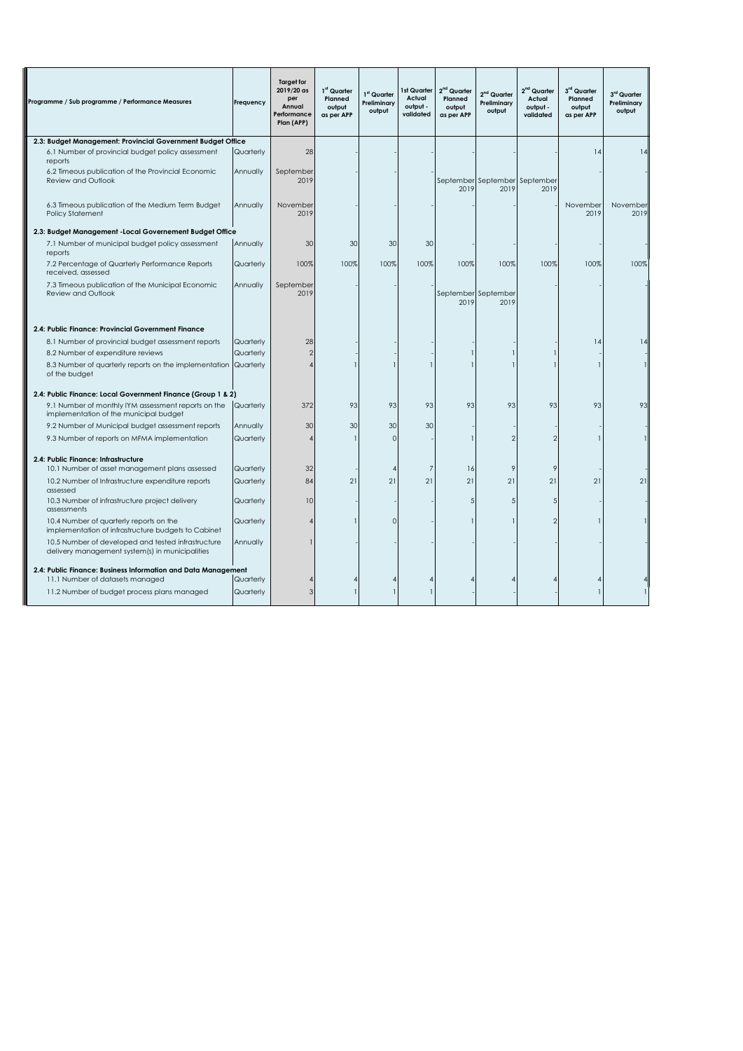| Programme / Sub programme / Performance Measures | Frequency | Target for 2019/20 as per Annual Performance Plan (APP) | 1[st] Quarter Planned output as per APP | 1[st] Quarter Preliminary output | 1st Quarter Actual output - validated | 2[nd] Quarter Planned output as per APP | 2[nd] Quarter Preliminary output | 2[nd] Quarter Actual output - validated | 3[rd] Quarter Planned output as per APP | 3[rd] Quarter Preliminary output |
|---|---|---|---|---|---|---|---|---|---|---|
| **2.3: Budget Management: Provincial Government Budget Office** | | | | | | | | | | |
| 6.1 Number of provincial budget policy assessment reports | Quarterly | 28 | - | - | - | - | - | - | 14 | 14 |
| 6.2 Timeous publication of the Provincial Economic Review and Outlook | Annually | September 2019 | - | - | - | September 2019 | September 2019 | September 2019 | - | - |
| 6.3 Timeous publication of the Medium Term Budget Policy Statement | Annually | November 2019 | - | - | - | - | - | - | November 2019 | November 2019 |
| **2.3: Budget Management -Local Governement Budget Office** | | | | | | | | | | |
| 7.1 Number of municipal budget policy assessment reports | Annually | 30 | 30 | 30 | 30 | - | - | - | - | - |
| 7.2 Percentage of Quarterly Performance Reports received, assessed | Quarterly | 100% | 100% | 100% | 100% | 100% | 100% | 100% | 100% | 100% |
| 7.3 Timeous publication of the Municipal Economic Review and Outlook | Annually | September 2019 | - | - | | September 2019 | September 2019 | - | - | - |
| **2.4: Public Finance: Provincial Government Finance** | | | | | | | | | | |
| 8.1 Number of provincial budget assessment reports | Quarterly | 28 | - | - | - | - | - | - | 14 | 14 |
| 8.2 Number of expenditure reviews | Quarterly | 2 | - | - | - | 1 | 1 | 1 | - | - |
| 8.3 Number of quarterly reports on the implementation of the budget | Quarterly | 4 | 1 | 1 | 1 | 1 | 1 | 1 | 1 | 1 |
| **2.4: Public Finance: Local Government Finance (Group 1 & 2)** | | | | | | | | | | |
| 9.1 Number of monthly IYM assessment reports on the implementation of the municipal budget | Quarterly | 372 | 93 | 93 | 93 | 93 | 93 | 93 | 93 | 93 |
| 9.2 Number of Municipal budget assessment reports | Annually | 30 | 30 | 30 | 30 | - | - | - | - | - |
| 9.3 Number of reports on MFMA implementation | Quarterly | 4 | 1 | 0 | - | 1 | 2 | 2 | 1 | 1 |
| **2.4: Public Finance: Infrastructure** | | | | | | | | | | |
| 10.1 Number of asset management plans assessed | Quarterly | 32 | - | 4 | 7 | 16 | 9 | 9 | - | - |
| 10.2 Number of Infrastructure expenditure reports assessed | Quarterly | 84 | 21 | 21 | 21 | 21 | 21 | 21 | 21 | 21 |
| 10.3 Number of infrastructure project delivery assessments | Quarterly | 10 | - | - | - | 5 | 5 | 5 | - | - |
| 10.4 Number of quarterly reports on the implementation of infrastructure budgets to Cabinet | Quarterly | 4 | 1 | 0 | - | 1 | 1 | 2 | 1 | 1 |
| 10.5 Number of developed and tested infrastructure delivery management system(s) in municipalities | Annually | 1 | - | - | - | - | - | - | - | - |
| **2.4: Public Finance: Business Information and Data Management** | | | | | | | | | | |
| 11.1 Number of datasets managed | Quarterly | 4 | 4 | 4 | 4 | 4 | 4 | 4 | 4 | 4 |
| 11.2 Number of budget process plans managed | Quarterly | 3 | 1 | 1 | 1 | - | - | - | 1 | 1 |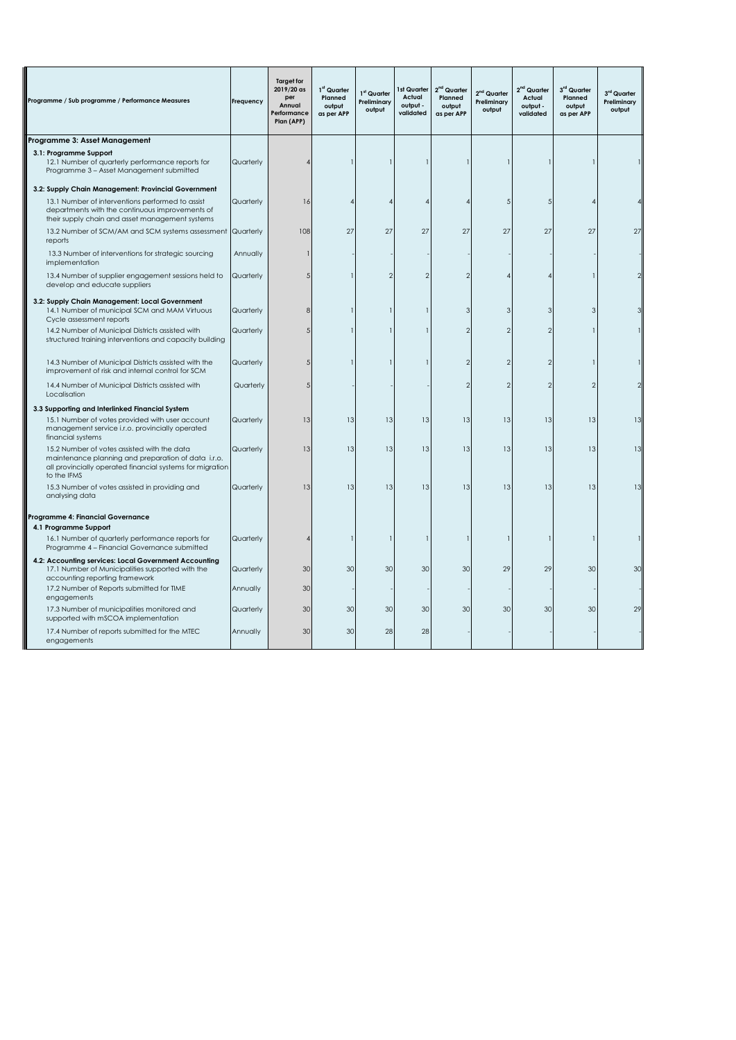| Programme / Sub programme / Performance Measures | Frequency | Target for 2019/20 as per Annual Performance Plan (APP) | 1st Quarter Planned output as per APP | 1st Quarter Preliminary output | 1st Quarter Actual output - validated | 2nd Quarter Planned output as per APP | 2nd Quarter Preliminary output | 2nd Quarter Actual output - validated | 3rd Quarter Planned output as per APP | 3rd Quarter Preliminary output |
|---|---|---|---|---|---|---|---|---|---|---|
| **Programme 3: Asset Management** | | | | | | | | | | |
| **3.1: Programme Support** | | | | | | | | | | |
| 12.1 Number of quarterly performance reports for Programme 3 – Asset Management submitted | Quarterly | 4 | 1 | 1 | 1 | 1 | 1 | 1 | 1 | 1 |
| **3.2: Supply Chain Management: Provincial Government** | | | | | | | | | | |
| 13.1 Number of interventions performed to assist departments with the continuous improvements of their supply chain and asset management systems | Quarterly | 16 | 4 | 4 | 4 | 4 | 5 | 5 | 4 | 4 |
| 13.2 Number of SCM/AM and SCM systems assessment reports | Quarterly | 108 | 27 | 27 | 27 | 27 | 27 | 27 | 27 | 27 |
| 13.3 Number of interventions for strategic sourcing implementation | Annually | 1 | - | - | - | - | - | - | - | - |
| 13.4 Number of supplier engagement sessions held to develop and educate suppliers | Quarterly | 5 | 1 | 2 | 2 | 2 | 4 | 4 | 1 | 2 |
| **3.2: Supply Chain Management: Local Government** | | | | | | | | | | |
| 14.1 Number of municipal SCM and MAM Virtuous Cycle assessment reports | Quarterly | 8 | 1 | 1 | 1 | 3 | 3 | 3 | 3 | 3 |
| 14.2 Number of Municipal Districts assisted with structured training interventions and capacity building | Quarterly | 5 | 1 | 1 | 1 | 2 | 2 | 2 | 1 | 1 |
| 14.3 Number of Municipal Districts assisted with the improvement of risk and internal control for SCM | Quarterly | 5 | 1 | 1 | 1 | 2 | 2 | 2 | 1 | 1 |
| 14.4 Number of Municipal Districts assisted with Localisation | Quarterly | 5 | - | - | - | 2 | 2 | 2 | 2 | 2 |
| **3.3 Supporting and Interlinked Financial System** | | | | | | | | | | |
| 15.1 Number of votes provided with user account management service i.r.o. provincially operated financial systems | Quarterly | 13 | 13 | 13 | 13 | 13 | 13 | 13 | 13 | 13 |
| 15.2 Number of votes assisted with the data maintenance planning and preparation of data i.r.o. all provincially operated financial systems for migration to the IFMS | Quarterly | 13 | 13 | 13 | 13 | 13 | 13 | 13 | 13 | 13 |
| 15.3 Number of votes assisted in providing and analysing data | Quarterly | 13 | 13 | 13 | 13 | 13 | 13 | 13 | 13 | 13 |
| **Programme 4: Financial Governance** | | | | | | | | | | |
| **4.1 Programme Support** | | | | | | | | | | |
| 16.1 Number of quarterly performance reports for Programme 4 – Financial Governance submitted | Quarterly | 4 | 1 | 1 | 1 | 1 | 1 | 1 | 1 | 1 |
| **4.2: Accounting services: Local Government Accounting** | | | | | | | | | | |
| 17.1 Number of Municipalities supported with the accounting reporting framework | Quarterly | 30 | 30 | 30 | 30 | 30 | 29 | 29 | 30 | 30 |
| 17.2 Number of Reports submitted for TIME engagements | Annually | 30 | - | - | - | - | - | - | - | - |
| 17.3 Number of municipalities monitored and supported with mSCOA implementation | Quarterly | 30 | 30 | 30 | 30 | 30 | 30 | 30 | 30 | 29 |
| 17.4 Number of reports submitted for the MTEC engagements | Annually | 30 | 30 | 28 | 28 | - | - | - | - | - |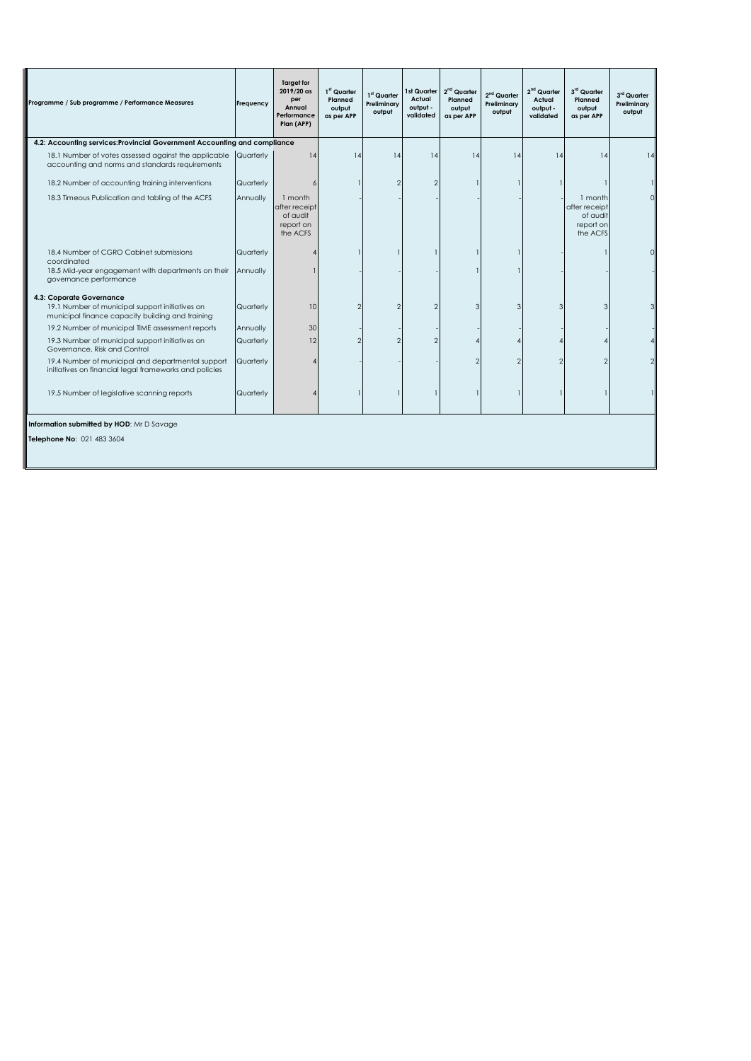| Programme / Sub programme / Performance Measures | Frequency | Target for 2019/20 as per Annual Performance Plan (APP) | 1st Quarter Planned output as per APP | 1st Quarter Preliminary output | 1st Quarter Actual output - validated | 2nd Quarter Planned output as per APP | 2nd Quarter Preliminary output | 2nd Quarter Actual output - validated | 3rd Quarter Planned output as per APP | 3rd Quarter Preliminary output |
|---|---|---|---|---|---|---|---|---|---|---|
| **4.2: Accounting services:Provincial Government Accounting and compliance** | | | | | | | | | | |
| 18.1 Number of votes assessed against the applicable accounting and norms and standards requirements | Quarterly | 14 | 14 | 14 | 14 | 14 | 14 | 14 | 14 | 14 |
| 18.2 Number of accounting training interventions | Quarterly | 6 | 1 | 2 | 2 | 1 | 1 | 1 | 1 | 1 |
| 18.3 Timeous Publication and tabling of the ACFS | Annually | 1 month after receipt of audit report on the ACFS | - | - | - | - | - | | 1 month after receipt of audit report on the ACFS | 0 |
| 18.4 Number of CGRO Cabinet submissions coordinated | Quarterly | 4 | 1 | 1 | 1 | 1 | 1 | - | 1 | 0 |
| 18.5 Mid-year engagement with departments on their governance performance | Annually | 1 | - | - | - | 1 | 1 | - | - | - |
| **4.3: Coporate Governance** | | | | | | | | | | |
| 19.1 Number of municipal support initiatives on municipal finance capacity building and training | Quarterly | 10 | 2 | 2 | 2 | 3 | 3 | 3 | 3 | 3 |
| 19.2 Number of municipal TIME assessment reports | Annually | 30 | - | - | - | - | - | - | - | - |
| 19.3 Number of municipal support initiatives on Governance, Risk and Control | Quarterly | 12 | 2 | 2 | 2 | 4 | 4 | 4 | 4 | 4 |
| 19.4 Number of municipal and departmental support initiatives on financial legal frameworks and policies | Quarterly | 4 | - | - | - | 2 | 2 | 2 | 2 | 2 |
| 19.5 Number of legislative scanning reports | Quarterly | 4 | 1 | 1 | 1 | 1 | 1 | 1 | 1 | 1 |

**Information submitted by HOD**: Mr D Savage

**Telephone No**: 021 483 3604